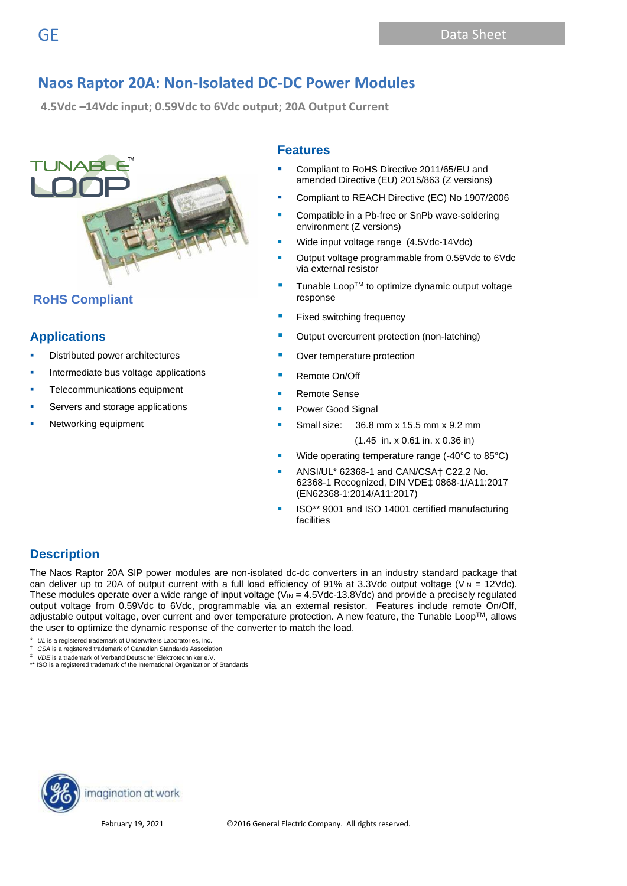GE

Data Sheet

# Naos Raptor 20A: Non-Isolated DC-DC Power Modules

**4.5Vdc –14Vdc input; 0.59Vdc to 6Vdc output; 20A Output Current**

TUNABLE™ LOOP

**RoHS Compliant**

## Applications

- Distributed power architectures
- Intermediate bus voltage applications
- Telecommunications equipment
- Servers and storage applications
- Networking equipment

## Features

- Compliant to RoHS Directive 2011/65/EU and amended Directive (EU) 2015/863 (Z versions)
- Compliant to REACH Directive (EC) No 1907/2006
- Compatible in a Pb-free or SnPb wave-soldering environment (Z versions)
- Wide input voltage range (4.5Vdc-14Vdc)
- Output voltage programmable from 0.59Vdc to 6Vdc via external resistor
- Tunable Loop™ to optimize dynamic output voltage response
- Fixed switching frequency
- Output overcurrent protection (non-latching)
- Over temperature protection
- Remote On/Off
- Remote Sense
- Power Good Signal
- Small size: 36.8 mm x 15.5 mm x 9.2 mm (1.45 in. x 0.61 in. x 0.36 in)
- Wide operating temperature range (-40°C to 85°C)
- ANSI/UL* 62368-1 and CAN/CSA† C22.2 No. 62368-1 Recognized, DIN VDE‡ 0868-1/A11:2017 (EN62368-1:2014/A11:2017)
- ISO** 9001 and ISO 14001 certified manufacturing facilities

## Description

The Naos Raptor 20A SIP power modules are non-isolated dc-dc converters in an industry standard package that can deliver up to 20A of output current with a full load efficiency of 91% at 3.3Vdc output voltage ($V_{IN}$ = 12Vdc). These modules operate over a wide range of input voltage ($V_{IN}$ = 4.5Vdc-13.8Vdc) and provide a precisely regulated output voltage from 0.59Vdc to 6Vdc, programmable via an external resistor. Features include remote On/Off, adjustable output voltage, over current and over temperature protection. A new feature, the Tunable Loop™, allows the user to optimize the dynamic response of the converter to match the load.

\* *UL* is a registered trademark of Underwriters Laboratories, Inc.
† *CSA* is a registered trademark of Canadian Standards Association.
‡ *VDE* is a trademark of Verband Deutscher Elektrotechniker e.V.
** ISO is a registered trademark of the International Organization of Standards

imagination at work

February 19, 2021 ©2016 General Electric Company. All rights reserved.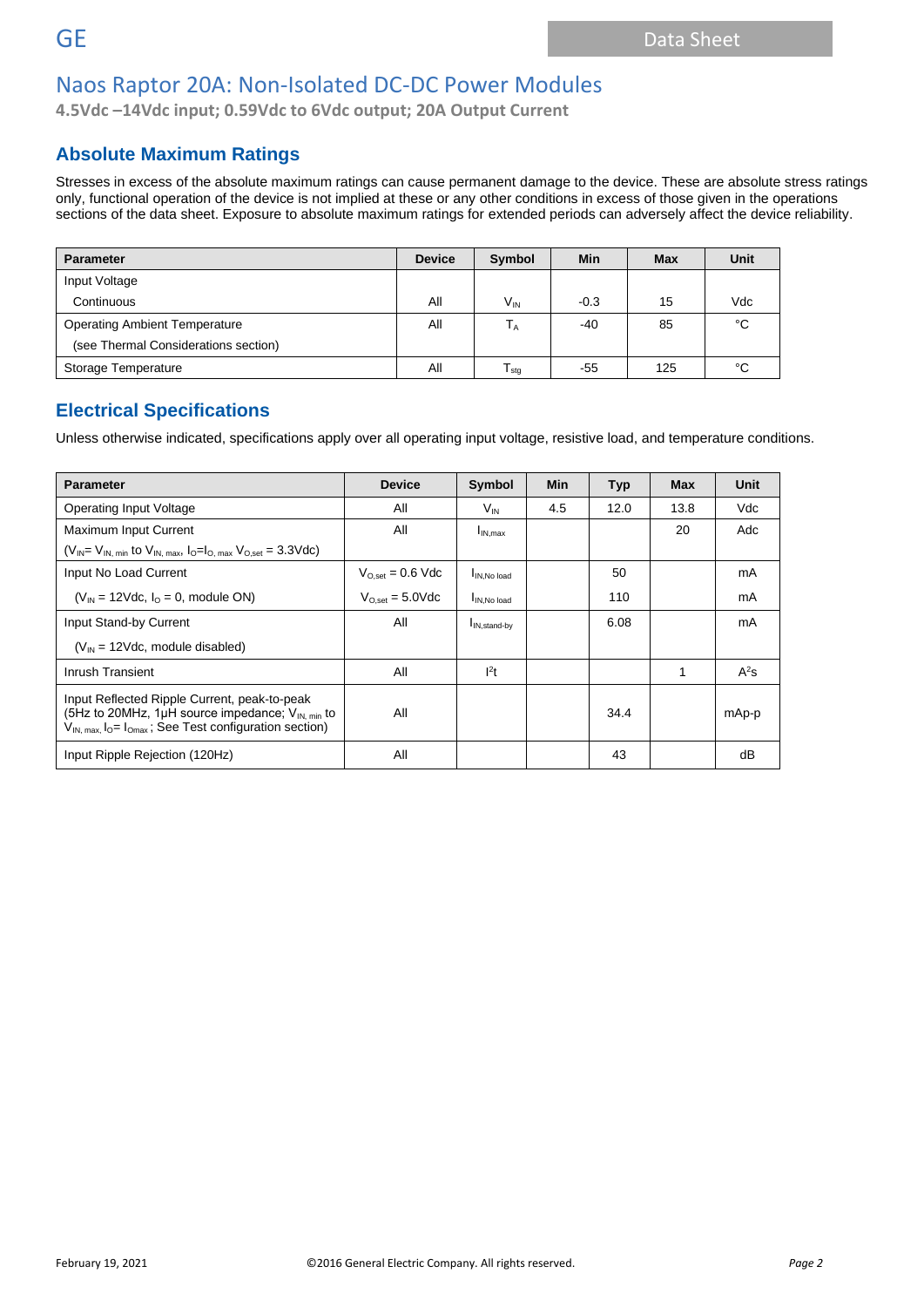# Naos Raptor 20A: Non-Isolated DC-DC Power Modules

**4.5Vdc –14Vdc input; 0.59Vdc to 6Vdc output; 20A Output Current**

## Absolute Maximum Ratings

Stresses in excess of the absolute maximum ratings can cause permanent damage to the device. These are absolute stress ratings only, functional operation of the device is not implied at these or any other conditions in excess of those given in the operations sections of the data sheet. Exposure to absolute maximum ratings for extended periods can adversely affect the device reliability.

| Parameter | Device | Symbol | Min | Max | Unit |
|---|---|---|---|---|---|
| Input Voltage | | | | | |
| Continuous | All | $V_{IN}$ | -0.3 | 15 | Vdc |
| Operating Ambient Temperature (see Thermal Considerations section) | All | $T_A$ | -40 | 85 | °C |
| Storage Temperature | All | $T_{stg}$ | -55 | 125 | °C |

## Electrical Specifications

Unless otherwise indicated, specifications apply over all operating input voltage, resistive load, and temperature conditions.

| Parameter | Device | Symbol | Min | Typ | Max | Unit |
|---|---|---|---|---|---|---|
| Operating Input Voltage | All | $V_{IN}$ | 4.5 | 12.0 | 13.8 | Vdc |
| Maximum Input Current ($V_{IN}$= $V_{IN,\ min}$ to $V_{IN,\ max}$, $I_O$=$I_{O,\ max}$ $V_{O,set}$ = 3.3Vdc) | All | $I_{IN,max}$ | | | 20 | Adc |
| Input No Load Current | $V_{O,set}$ = 0.6 Vdc | $I_{IN,No\ load}$ | | 50 | | mA |
| ($V_{IN}$ = 12Vdc, $I_O$ = 0, module ON) | $V_{O,set}$ = 5.0Vdc | $I_{IN,No\ load}$ | | 110 | | mA |
| Input Stand-by Current ($V_{IN}$ = 12Vdc, module disabled) | All | $I_{IN,stand\text{-}by}$ | | 6.08 | | mA |
| Inrush Transient | All | $I^2t$ | | | 1 | $A^2s$ |
| Input Reflected Ripple Current, peak-to-peak (5Hz to 20MHz, 1μH source impedance; $V_{IN,\ min}$ to $V_{IN,\ max}$, $I_O$= $I_{Omax}$ ; See Test configuration section) | All | | | 34.4 | | mAp-p |
| Input Ripple Rejection (120Hz) | All | | | 43 | | dB |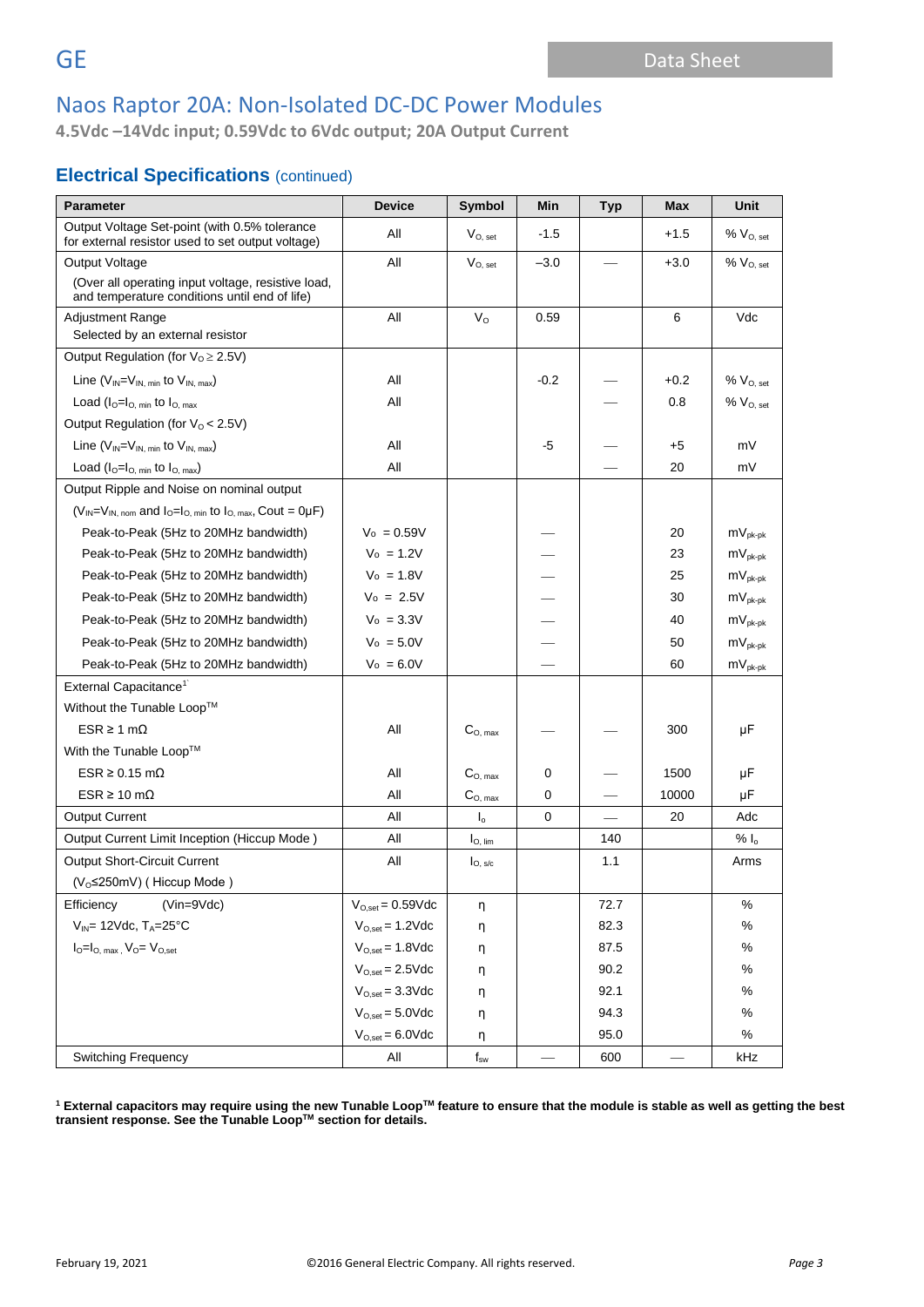# Naos Raptor 20A: Non-Isolated DC-DC Power Modules

**4.5Vdc –14Vdc input; 0.59Vdc to 6Vdc output; 20A Output Current**

## Electrical Specifications (continued)

| Parameter | Device | Symbol | Min | Typ | Max | Unit |
|---|---|---|---|---|---|---|
| Output Voltage Set-point (with 0.5% tolerance for external resistor used to set output voltage) | All | $V_{O, set}$ | -1.5 | | +1.5 | % $V_{O, set}$ |
| Output Voltage (Over all operating input voltage, resistive load, and temperature conditions until end of life) | All | $V_{O, set}$ | –3.0 | — | +3.0 | % $V_{O, set}$ |
| Adjustment Range Selected by an external resistor | All | $V_O$ | 0.59 | | 6 | Vdc |
| Output Regulation (for $V_O \geq 2.5V$) | | | | | | |
| Line ($V_{IN}$=$V_{IN, min}$ to $V_{IN, max}$) | All | | -0.2 | — | +0.2 | % $V_{O, set}$ |
| Load ($I_O$=$I_{O, min}$ to $I_{O, max}$ | All | | | — | 0.8 | % $V_{O, set}$ |
| Output Regulation (for $V_O$ < 2.5V) | | | | | | |
| Line ($V_{IN}$=$V_{IN, min}$ to $V_{IN, max}$) | All | | -5 | — | +5 | mV |
| Load ($I_O$=$I_{O, min}$ to $I_{O, max}$) | All | | | — | 20 | mV |
| Output Ripple and Noise on nominal output | | | | | | |
| ($V_{IN}$=$V_{IN, nom}$ and $I_O$=$I_{O, min}$ to $I_{O, max}$, Cout = 0μF) | | | | | | |
| Peak-to-Peak (5Hz to 20MHz bandwidth) | Vo = 0.59V | | | — | 20 | $mV_{pk-pk}$ |
| Peak-to-Peak (5Hz to 20MHz bandwidth) | Vo = 1.2V | | | — | 23 | $mV_{pk-pk}$ |
| Peak-to-Peak (5Hz to 20MHz bandwidth) | Vo = 1.8V | | | — | 25 | $mV_{pk-pk}$ |
| Peak-to-Peak (5Hz to 20MHz bandwidth) | Vo = 2.5V | | | — | 30 | $mV_{pk-pk}$ |
| Peak-to-Peak (5Hz to 20MHz bandwidth) | Vo = 3.3V | | | — | 40 | $mV_{pk-pk}$ |
| Peak-to-Peak (5Hz to 20MHz bandwidth) | Vo = 5.0V | | | — | 50 | $mV_{pk-pk}$ |
| Peak-to-Peak (5Hz to 20MHz bandwidth) | Vo = 6.0V | | | — | 60 | $mV_{pk-pk}$ |
| External Capacitance[1] | | | | | | |
| Without the Tunable Loop™ | | | | | | |
| ESR ≥ 1 mΩ | All | $C_{O, max}$ | — | — | 300 | μF |
| With the Tunable Loop™ | | | | | | |
| ESR ≥ 0.15 mΩ | All | $C_{O, max}$ | 0 | — | 1500 | μF |
| ESR ≥ 10 mΩ | All | $C_{O, max}$ | 0 | — | 10000 | μF |
| Output Current | All | $I_o$ | 0 | — | 20 | Adc |
| Output Current Limit Inception (Hiccup Mode ) | All | $I_{O, lim}$ | | 140 | | % $I_o$ |
| Output Short-Circuit Current ($V_O$≤250mV) ( Hiccup Mode ) | All | $I_{O, s/c}$ | | 1.1 | | Arms |
| Efficiency (Vin=9Vdc) | $V_{O,set}$ = 0.59Vdc | η | | 72.7 | | % |
| $V_{IN}$= 12Vdc, $T_A$=25°C | $V_{O,set}$ = 1.2Vdc | η | | 82.3 | | % |
| $I_O$=$I_{O, max}$ , $V_O$= $V_{O,set}$ | $V_{O,set}$ = 1.8Vdc | η | | 87.5 | | % |
| | $V_{O,set}$ = 2.5Vdc | η | | 90.2 | | % |
| | $V_{O,set}$ = 3.3Vdc | η | | 92.1 | | % |
| | $V_{O,set}$ = 5.0Vdc | η | | 94.3 | | % |
| | $V_{O,set}$ = 6.0Vdc | η | | 95.0 | | % |
| Switching Frequency | All | $f_{sw}$ | — | 600 | — | kHz |

**[1] External capacitors may require using the new Tunable Loop™ feature to ensure that the module is stable as well as getting the best transient response. See the Tunable Loop™ section for details.**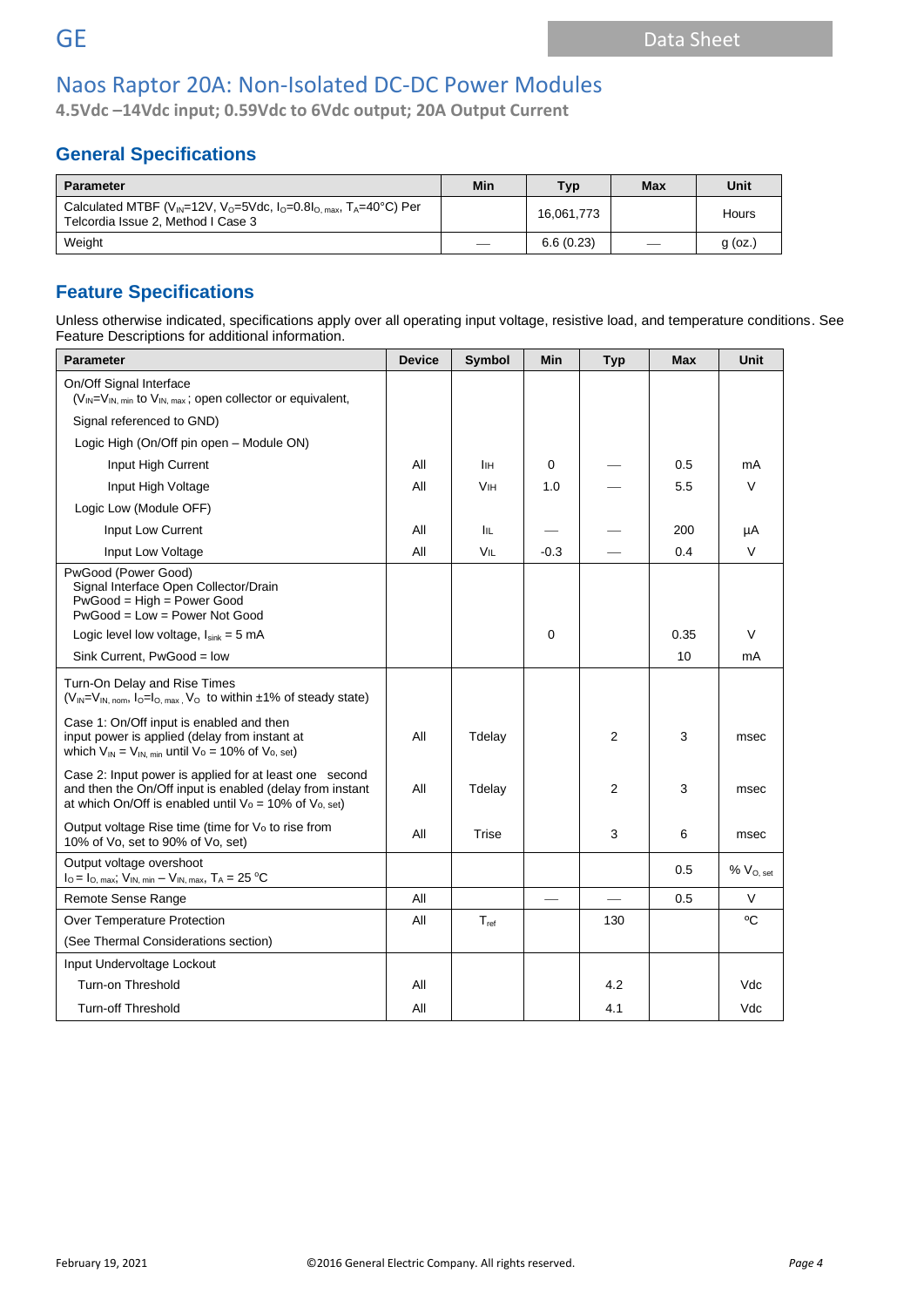# Naos Raptor 20A: Non-Isolated DC-DC Power Modules

**4.5Vdc –14Vdc input; 0.59Vdc to 6Vdc output; 20A Output Current**

## General Specifications

| Parameter | Min | Typ | Max | Unit |
|---|---|---|---|---|
| Calculated MTBF ($V_{IN}$=12V, $V_O$=5Vdc, $I_O$=0.8$I_{O,\ max}$, $T_A$=40°C) Per Telcordia Issue 2, Method I Case 3 | | 16,061,773 | | Hours |
| Weight | — | 6.6 (0.23) | — | g (oz.) |

## Feature Specifications

Unless otherwise indicated, specifications apply over all operating input voltage, resistive load, and temperature conditions. See Feature Descriptions for additional information.

| Parameter | Device | Symbol | Min | Typ | Max | Unit |
|---|---|---|---|---|---|---|
| On/Off Signal Interface ($V_{IN}$=$V_{IN,\ min}$ to $V_{IN,\ max}$ ; open collector or equivalent, | | | | | | |
| Signal referenced to GND) | | | | | | |
| Logic High (On/Off pin open – Module ON) | | | | | | |
| Input High Current | All | $I_{IH}$ | 0 | — | 0.5 | mA |
| Input High Voltage | All | $V_{IH}$ | 1.0 | — | 5.5 | V |
| Logic Low (Module OFF) | | | | | | |
| Input Low Current | All | $I_{IL}$ | — | — | 200 | µA |
| Input Low Voltage | All | $V_{IL}$ | -0.3 | — | 0.4 | V |
| PwGood (Power Good) Signal Interface Open Collector/Drain PwGood = High = Power Good PwGood = Low = Power Not Good | | | | | | |
| Logic level low voltage, $I_{sink}$ = 5 mA | | | 0 | | 0.35 | V |
| Sink Current, PwGood = low | | | | | 10 | mA |
| Turn-On Delay and Rise Times ($V_{IN}$=$V_{IN,\ nom}$, $I_O$=$I_{O,\ max}$ , $V_O$ to within ±1% of steady state) | | | | | | |
| Case 1: On/Off input is enabled and then input power is applied (delay from instant at which $V_{IN}$ = $V_{IN,\ min}$ until $V_o$ = 10% of $V_{o,\ set}$) | All | Tdelay | | 2 | 3 | msec |
| Case 2: Input power is applied for at least one second and then the On/Off input is enabled (delay from instant at which On/Off is enabled until $V_o$ = 10% of $V_{o,\ set}$) | All | Tdelay | | 2 | 3 | msec |
| Output voltage Rise time (time for $V_o$ to rise from 10% of Vo, set to 90% of Vo, set) | All | Trise | | 3 | 6 | msec |
| Output voltage overshoot $I_O$ = $I_{O,\ max}$; $V_{IN,\ min}$ – $V_{IN,\ max}$, $T_A$ = 25 °C | | | | | 0.5 | % $V_{O,\ set}$ |
| Remote Sense Range | All | | — | — | 0.5 | V |
| Over Temperature Protection | All | $T_{ref}$ | | 130 | | ºC |
| (See Thermal Considerations section) | | | | | | |
| Input Undervoltage Lockout | | | | | | |
| Turn-on Threshold | All | | | 4.2 | | Vdc |
| Turn-off Threshold | All | | | 4.1 | | Vdc |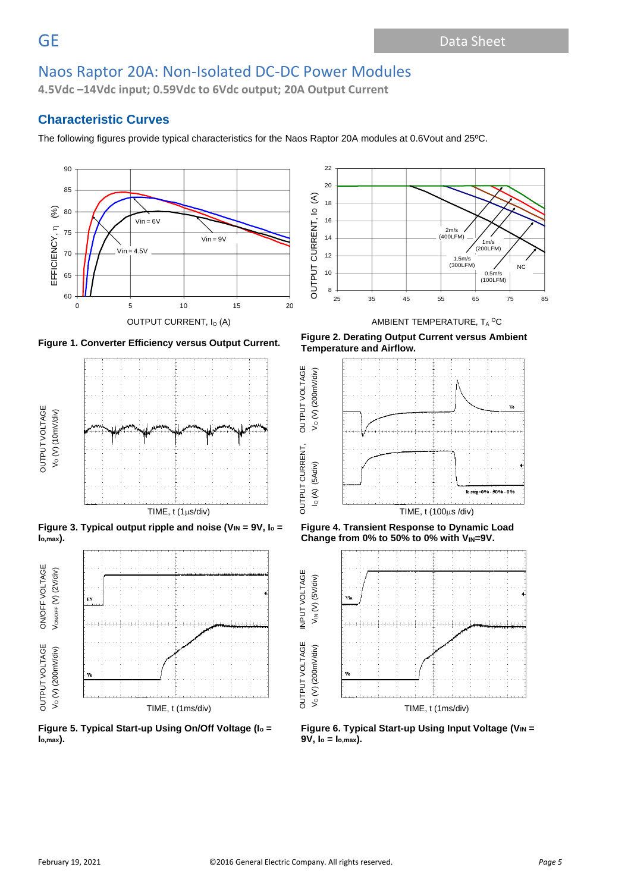## Characteristic Curves

The following figures provide typical characteristics for the Naos Raptor 20A modules at 0.6Vout and 25ºC.

**Figure 1. Converter Efficiency versus Output Current.**

**Figure 2. Derating Output Current versus Ambient Temperature and Airflow.**

**Figure 3. Typical output ripple and noise ($V_{IN}$ = 9V, $I_o$ = $I_{o,max}$).**

**Figure 4. Transient Response to Dynamic Load Change from 0% to 50% to 0% with $V_{IN}$=9V.**

**Figure 5. Typical Start-up Using On/Off Voltage ($I_o$ = $I_{o,max}$).**

**Figure 6. Typical Start-up Using Input Voltage ($V_{IN}$ = 9V, $I_o$ = $I_{o,max}$).**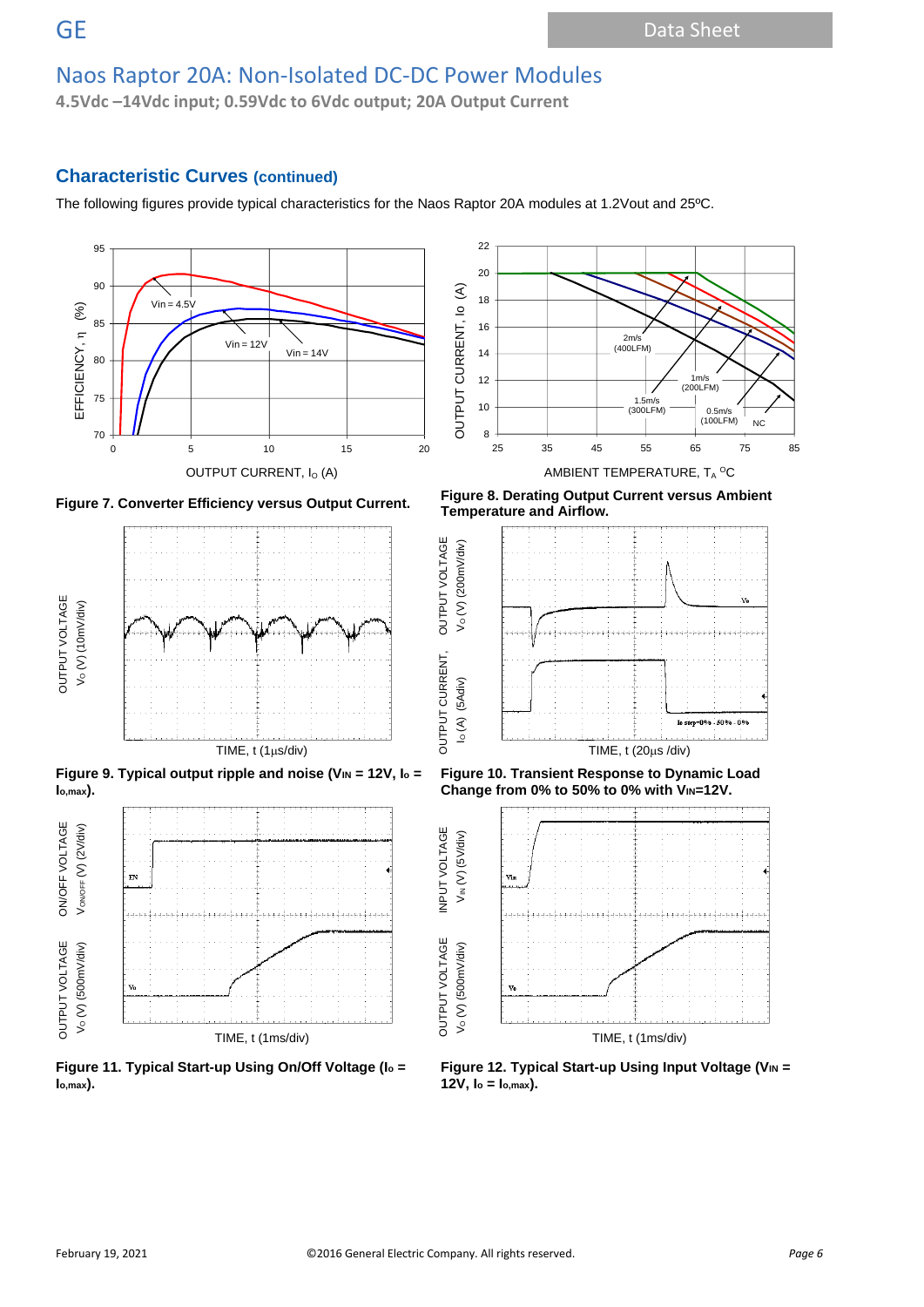## Characteristic Curves (continued)

The following figures provide typical characteristics for the Naos Raptor 20A modules at 1.2Vout and 25ºC.

EFFICIENCY, η (%)
95
90
85
80
75
70
0 5 10 15 20
OUTPUT CURRENT, $I_O$ (A)
Vin = 4.5V
Vin = 12V
Vin = 14V

**Figure 7. Converter Efficiency versus Output Current.**

OUTPUT CURRENT, Io (A)
22
20
18
16
14
12
10
8
25 35 45 55 65 75 85
AMBIENT TEMPERATURE, $T_A$ °C
2m/s (400LFM)
1m/s (200LFM)
1.5m/s (300LFM)
0.5m/s (100LFM)
NC

**Figure 8. Derating Output Current versus Ambient Temperature and Airflow.**

OUTPUT VOLTAGE
$V_O$ (V) (10mV/div)
TIME, t (1μs/div)

**Figure 9. Typical output ripple and noise ($V_{IN}$ = 12V, $I_o$ = $I_{o,max}$).**

OUTPUT VOLTAGE
$V_O$ (V) (200mV/div)
OUTPUT CURRENT,
$I_O$ (A) (5Adiv)
TIME, t (20μs /div)

**Figure 10. Transient Response to Dynamic Load Change from 0% to 50% to 0% with $V_{IN}$=12V.**

ON/OFF VOLTAGE
$V_{ON/OFF}$ (V) (2V/div)
OUTPUT VOLTAGE
$V_O$ (V) (500mV/div)
TIME, t (1ms/div)

**Figure 11. Typical Start-up Using On/Off Voltage ($I_o$ = $I_{o,max}$).**

INPUT VOLTAGE
$V_{IN}$ (V) (5V/div)
OUTPUT VOLTAGE
$V_O$ (V) (500mV/div)
TIME, t (1ms/div)

**Figure 12. Typical Start-up Using Input Voltage ($V_{IN}$ = 12V, $I_o$ = $I_{o,max}$).**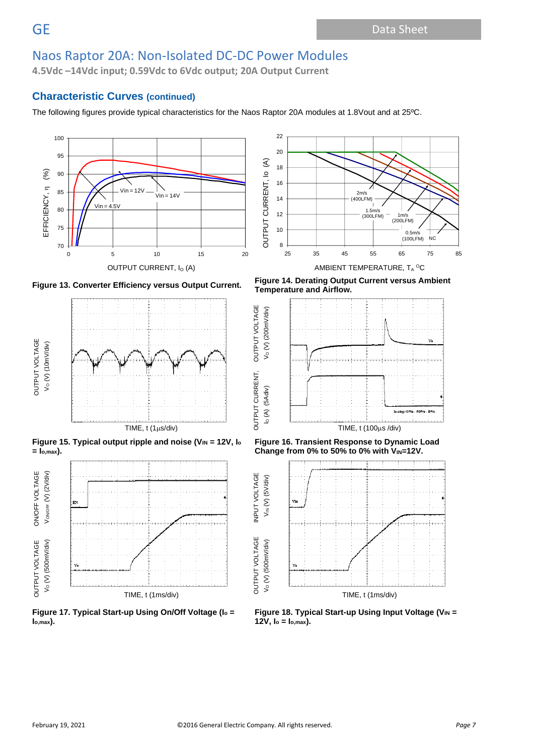# Naos Raptor 20A: Non-Isolated DC-DC Power Modules

**4.5Vdc –14Vdc input; 0.59Vdc to 6Vdc output; 20A Output Current**

## Characteristic Curves (continued)

The following figures provide typical characteristics for the Naos Raptor 20A modules at 1.8Vout and at 25ºC.

EFFICIENCY, η (%)
100
95
90
85
80
75
70
0
5
10
15
20
OUTPUT CURRENT, $I_O$ (A)
Vin = 12V
Vin = 14V
Vin = 4.5V

**Figure 13. Converter Efficiency versus Output Current.**

OUTPUT CURRENT, Io (A)
22
20
18
16
14
12
10
8
25
35
45
55
65
75
85
AMBIENT TEMPERATURE, $T_A$ $^{O}$C
2m/s (400LFM)
1.5m/s (300LFM)
1m/s (200LFM)
0.5m/s (100LFM)
NC

**Figure 14. Derating Output Current versus Ambient Temperature and Airflow.**

OUTPUT VOLTAGE
$V_O$ (V) (10mV/div)
TIME, t (1μs/div)

**Figure 15. Typical output ripple and noise ($V_{IN}$ = 12V, $I_o$ = $I_{o,max}$).**

OUTPUT VOLTAGE
$V_O$ (V) (200mV/div)
OUTPUT CURRENT,
$I_O$ (A) (5Adiv)
TIME, t (100μs /div)

**Figure 16. Transient Response to Dynamic Load Change from 0% to 50% to 0% with $V_{IN}$=12V.**

ON/OFF VOLTAGE
$V_{ON/OFF}$ (V) (2V/div)
OUTPUT VOLTAGE
$V_O$ (V) (500mV/div)
TIME, t (1ms/div)

**Figure 17. Typical Start-up Using On/Off Voltage ($I_o$ = $I_{o,max}$).**

INPUT VOLTAGE
$V_{IN}$ (V) (5V/div)
OUTPUT VOLTAGE
$V_O$ (V) (500mV/div)
TIME, t (1ms/div)

**Figure 18. Typical Start-up Using Input Voltage ($V_{IN}$ = 12V, $I_o$ = $I_{o,max}$).**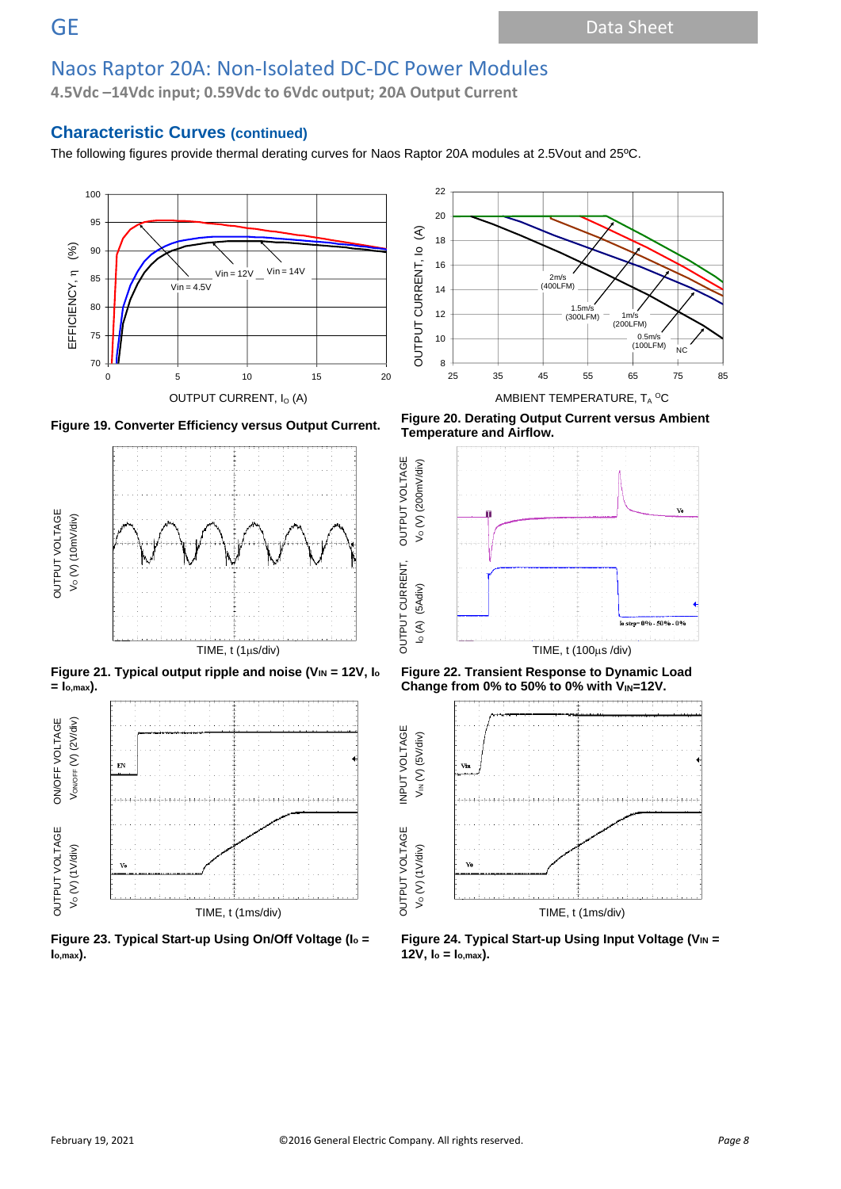## Characteristic Curves (continued)

The following figures provide thermal derating curves for Naos Raptor 20A modules at 2.5Vout and 25ºC.

EFFICIENCY, η (%)
100
95
90
85
80
75
70
0
5
10
15
20
Vin = 12V
Vin = 14V
Vin = 4.5V
OUTPUT CURRENT, $I_O$ (A)

**Figure 19. Converter Efficiency versus Output Current.**

OUTPUT CURRENT, Io (A)
22
20
18
16
14
12
10
8
25
35
45
55
65
75
85
2m/s (400LFM)
1.5m/s (300LFM)
1m/s (200LFM)
0.5m/s (100LFM)
NC
AMBIENT TEMPERATURE, $T_A$ $^{O}$C

**Figure 20. Derating Output Current versus Ambient Temperature and Airflow.**

OUTPUT VOLTAGE
$V_O$ (V) (10mV/div)
TIME, t (1μs/div)

**Figure 21. Typical output ripple and noise ($V_{IN}$ = 12V, $I_o$ = $I_{o,max}$).**

OUTPUT VOLTAGE
$V_O$ (V) (200mV/div)
OUTPUT CURRENT,
$I_O$ (A) (5Adiv)
Vo
Io step=0%-50%-0%
TIME, t (100μs /div)

**Figure 22. Transient Response to Dynamic Load Change from 0% to 50% to 0% with $V_{IN}$=12V.**

ON/OFF VOLTAGE
$V_{ON/OFF}$ (V) (2V/div)
OUTPUT VOLTAGE
$V_O$ (V) (1V/div)
EN
Vo
TIME, t (1ms/div)

**Figure 23. Typical Start-up Using On/Off Voltage ($I_o$ = $I_{o,max}$).**

INPUT VOLTAGE
$V_{IN}$ (V) (5V/div)
OUTPUT VOLTAGE
$V_O$ (V) (1V/div)
Vin
Vo
TIME, t (1ms/div)

**Figure 24. Typical Start-up Using Input Voltage ($V_{IN}$ = 12V, $I_o$ = $I_{o,max}$).**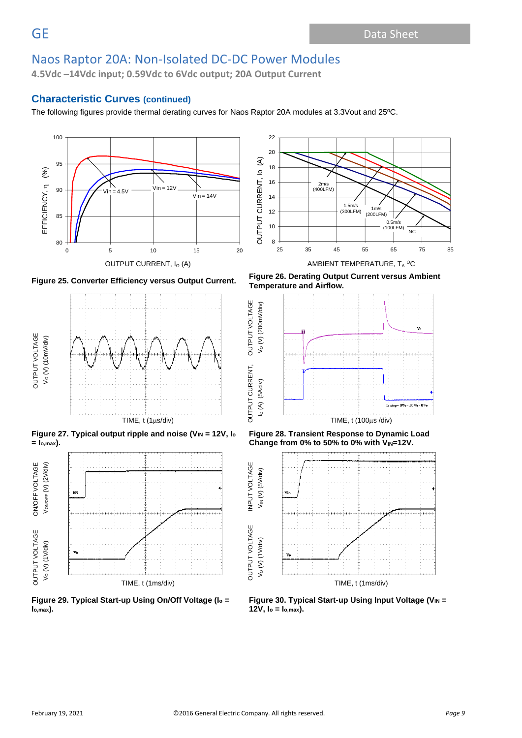## Characteristic Curves (continued)

The following figures provide thermal derating curves for Naos Raptor 20A modules at 3.3Vout and 25ºC.

**Figure 25. Converter Efficiency versus Output Current.**

**Figure 26. Derating Output Current versus Ambient Temperature and Airflow.**

**Figure 27. Typical output ripple and noise ($V_{IN}$ = 12V, $I_o$ = $I_{o,max}$).**

**Figure 28. Transient Response to Dynamic Load Change from 0% to 50% to 0% with $V_{IN}$=12V.**

**Figure 29. Typical Start-up Using On/Off Voltage ($I_o$ = $I_{o,max}$).**

**Figure 30. Typical Start-up Using Input Voltage ($V_{IN}$ = 12V, $I_o$ = $I_{o,max}$).**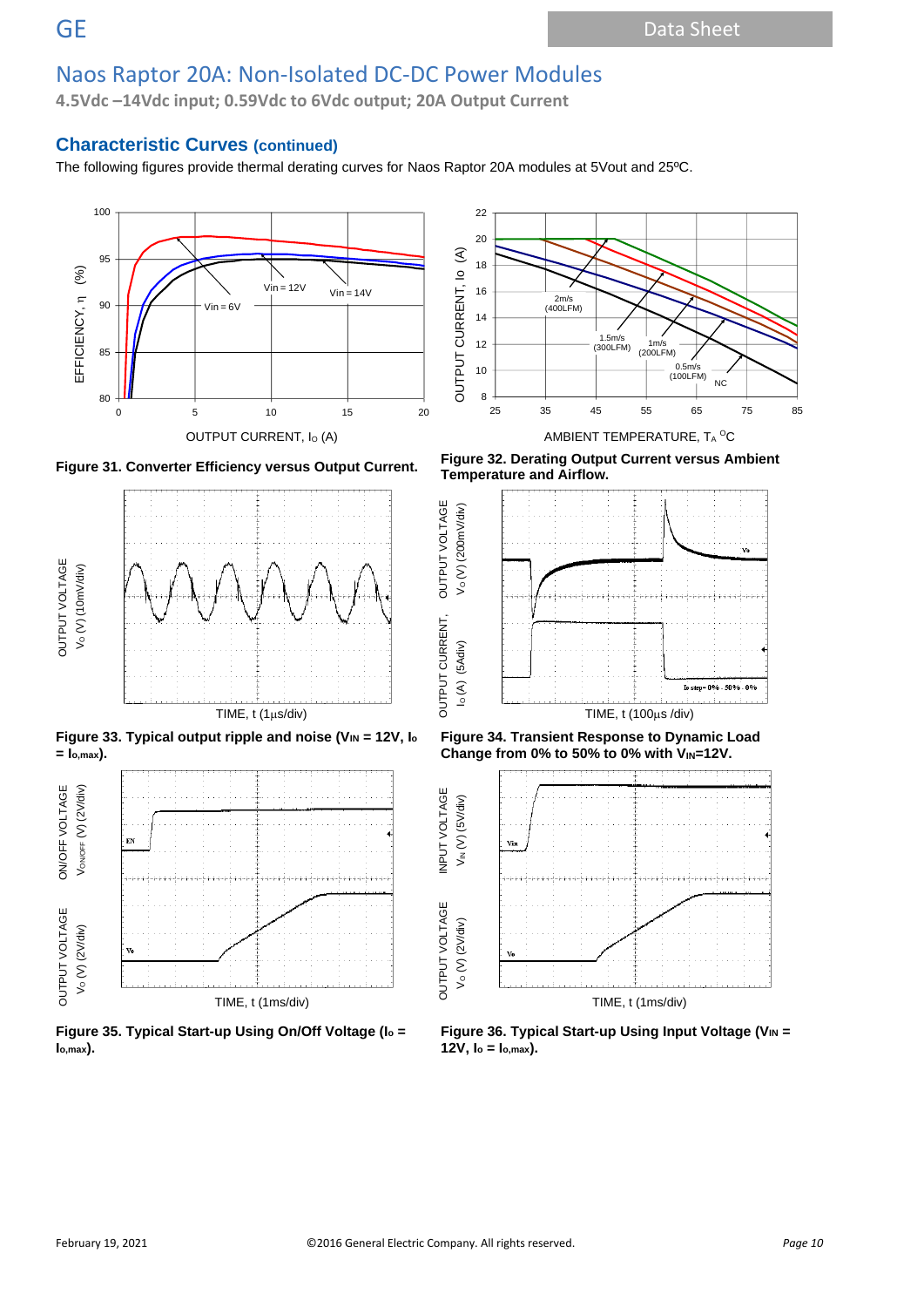# Naos Raptor 20A: Non-Isolated DC-DC Power Modules

**4.5Vdc –14Vdc input; 0.59Vdc to 6Vdc output; 20A Output Current**

## Characteristic Curves (continued)

The following figures provide thermal derating curves for Naos Raptor 20A modules at 5Vout and 25ºC.

EFFICIENCY, η (%)
100
95
90
85
80
0 5 10 15 20
Vin = 12V
Vin = 14V
Vin = 6V
OUTPUT CURRENT, Io (A)

**Figure 31. Converter Efficiency versus Output Current.**

OUTPUT CURRENT, Io (A)
22
20
18
16
14
12
10
8
25 35 45 55 65 75 85
2m/s (400LFM)
1.5m/s (300LFM)
1m/s (200LFM)
0.5m/s (100LFM)
NC
AMBIENT TEMPERATURE, $T_A$ °C

**Figure 32. Derating Output Current versus Ambient Temperature and Airflow.**

OUTPUT VOLTAGE
Vo (V) (10mV/div)
TIME, t (1μs/div)

**Figure 33. Typical output ripple and noise ($V_{IN}$ = 12V, $I_o$ = $I_{o,max}$).**

OUTPUT VOLTAGE
Vo (V) (200mV/div)
OUTPUT CURRENT,
Io (A) (5Adiv)
Vo
Io step - 0% - 50% - 0%
TIME, t (100μs /div)

**Figure 34. Transient Response to Dynamic Load Change from 0% to 50% to 0% with $V_{IN}$=12V.**

ON/OFF VOLTAGE
$V_{ON/OFF}$ (V) (2V/div)
OUTPUT VOLTAGE
Vo (V) (2V/div)
EN
Vo
TIME, t (1ms/div)

**Figure 35. Typical Start-up Using On/Off Voltage ($I_o$ = $I_{o,max}$).**

INPUT VOLTAGE
$V_{IN}$ (V) (5V/div)
OUTPUT VOLTAGE
Vo (V) (2V/div)
Vin
Vo
TIME, t (1ms/div)

**Figure 36. Typical Start-up Using Input Voltage ($V_{IN}$ = 12V, $I_o$ = $I_{o,max}$).**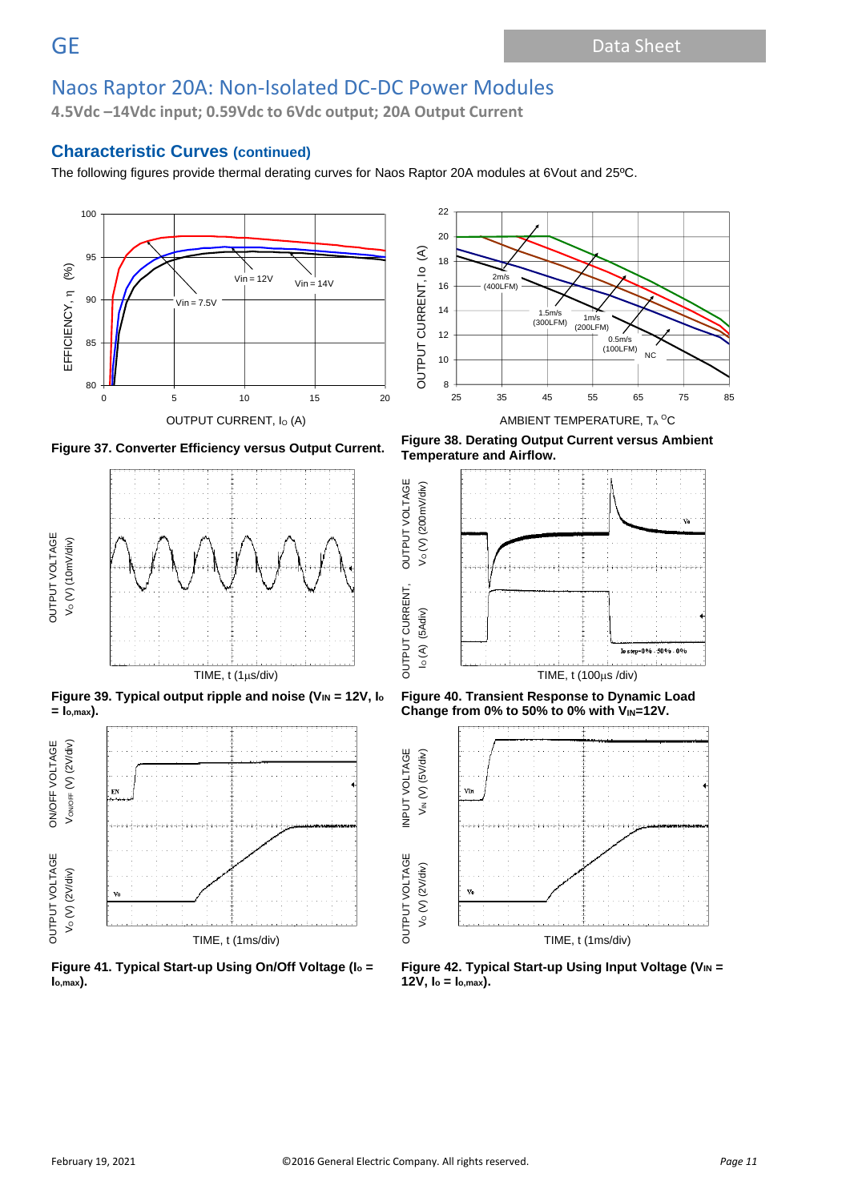# Naos Raptor 20A: Non-Isolated DC-DC Power Modules

**4.5Vdc –14Vdc input; 0.59Vdc to 6Vdc output; 20A Output Current**

## Characteristic Curves (continued)

The following figures provide thermal derating curves for Naos Raptor 20A modules at 6Vout and 25ºC.

EFFICIENCY, η (%)
100
95
90
85
80
0 5 10 15 20
OUTPUT CURRENT, $I_O$ (A)
Vin = 12V
Vin = 14V
Vin = 7.5V

**Figure 37. Converter Efficiency versus Output Current.**

OUTPUT CURRENT, Io (A)
22
20
18
16
14
12
10
8
25 35 45 55 65 75 85
AMBIENT TEMPERATURE, $T_A$ $^O$C
2m/s (400LFM)
1.5m/s (300LFM)
1m/s (200LFM)
0.5m/s (100LFM)
NC

**Figure 38. Derating Output Current versus Ambient Temperature and Airflow.**

OUTPUT VOLTAGE
$V_O$ (V) (10mV/div)
TIME, t (1μs/div)

**Figure 39. Typical output ripple and noise ($V_{IN}$ = 12V, $I_o$ = $I_{o,max}$).**

OUTPUT VOLTAGE
$V_O$ (V) (200mV/div)
OUTPUT CURRENT,
$I_O$ (A) (5Adiv)
Vo
Io step=0% - 50% - 0%
TIME, t (100μs /div)

**Figure 40. Transient Response to Dynamic Load Change from 0% to 50% to 0% with $V_{IN}$=12V.**

ON/OFF VOLTAGE
$V_{ON/OFF}$ (V) (2V/div)
OUTPUT VOLTAGE
$V_O$ (V) (2V/div)
EN
Vo
TIME, t (1ms/div)

**Figure 41. Typical Start-up Using On/Off Voltage ($I_o$ = $I_{o,max}$).**

INPUT VOLTAGE
$V_{IN}$ (V) (5V/div)
OUTPUT VOLTAGE
$V_O$ (V) (2V/div)
Vin
Vo
TIME, t (1ms/div)

**Figure 42. Typical Start-up Using Input Voltage ($V_{IN}$ = 12V, $I_o$ = $I_{o,max}$).**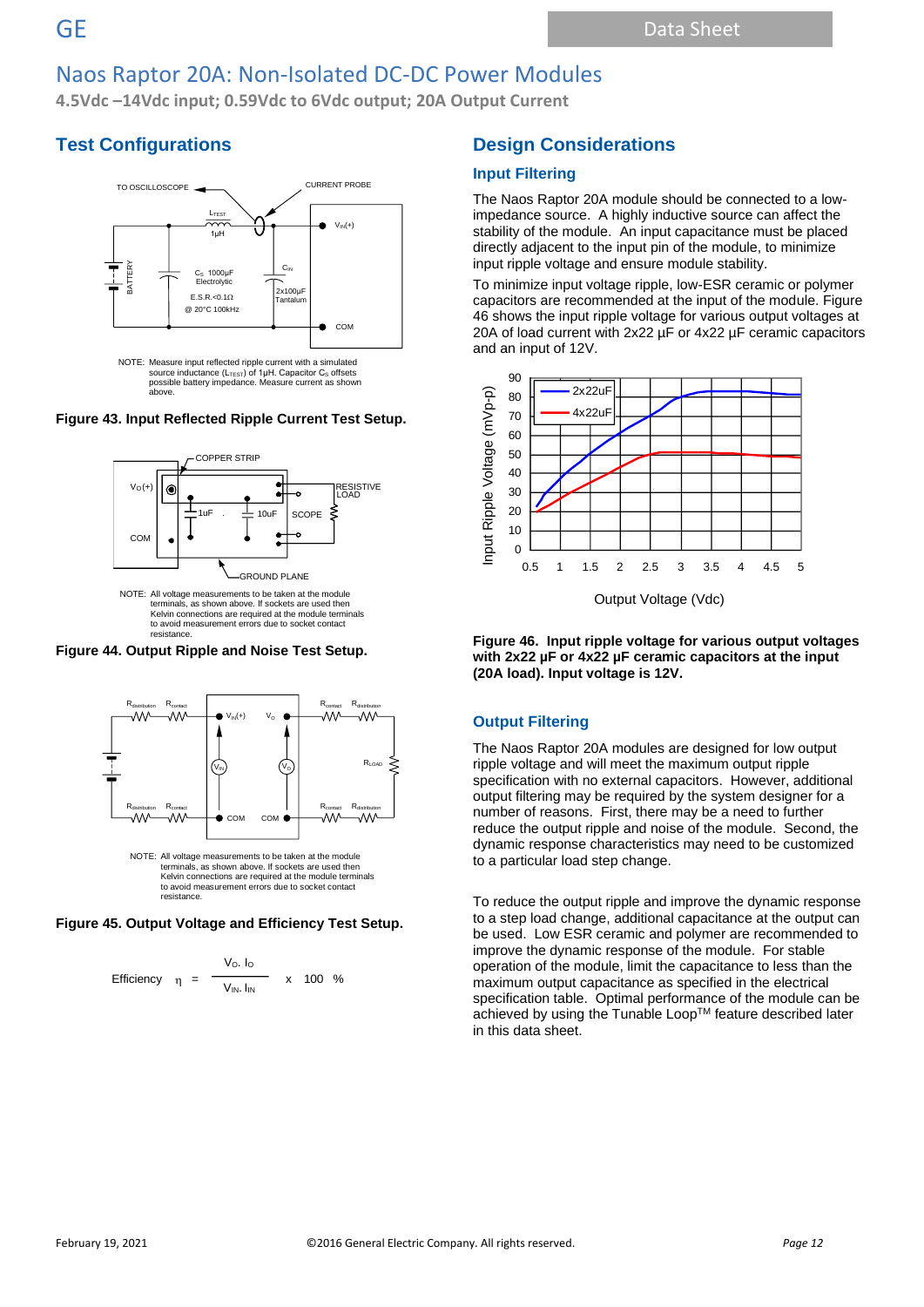# Naos Raptor 20A: Non-Isolated DC-DC Power Modules

**4.5Vdc –14Vdc input; 0.59Vdc to 6Vdc output; 20A Output Current**

## Test Configurations

TO OSCILLOSCOPE
CURRENT PROBE
$L_{TEST}$
1μH
$V_{IN}(+)$
BATTERY
$C_S$ 1000μF Electrolytic
E.S.R.<0.1Ω @ 20°C 100kHz
$C_{IN}$
2x100μF Tantalum
COM

NOTE: Measure input reflected ripple current with a simulated source inductance ($L_{TEST}$) of 1μH. Capacitor $C_S$ offsets possible battery impedance. Measure current as shown above.

**Figure 43. Input Reflected Ripple Current Test Setup.**

COPPER STRIP
$V_O(+)$
RESISTIVE LOAD
1uF
10uF
SCOPE
COM
GROUND PLANE

NOTE: All voltage measurements to be taken at the module terminals, as shown above. If sockets are used then Kelvin connections are required at the module terminals to avoid measurement errors due to socket contact resistance.

**Figure 44. Output Ripple and Noise Test Setup.**

$R_{distribution}$ $R_{contact}$
$V_{IN}(+)$
$V_O$
$R_{contact}$ $R_{distribution}$
$V_{IN}$
$V_O$
$R_{LOAD}$
COM
COM

NOTE: All voltage measurements to be taken at the module terminals, as shown above. If sockets are used then Kelvin connections are required at the module terminals to avoid measurement errors due to socket contact resistance.

**Figure 45. Output Voltage and Efficiency Test Setup.**

$$\text{Efficiency} \quad \eta = \frac{V_O \cdot I_O}{V_{IN} \cdot I_{IN}} \times 100 \ \%$$

## Design Considerations

### Input Filtering

The Naos Raptor 20A module should be connected to a low-impedance source. A highly inductive source can affect the stability of the module. An input capacitance must be placed directly adjacent to the input pin of the module, to minimize input ripple voltage and ensure module stability.

To minimize input voltage ripple, low-ESR ceramic or polymer capacitors are recommended at the input of the module. Figure 46 shows the input ripple voltage for various output voltages at 20A of load current with 2x22 µF or 4x22 µF ceramic capacitors and an input of 12V.

Input Ripple Voltage (mVp-p)
90
80
70
60
50
40
30
20
10
0
0.5 1 1.5 2 2.5 3 3.5 4 4.5 5
Output Voltage (Vdc)
2x22uF
4x22uF

**Figure 46. Input ripple voltage for various output voltages with 2x22 µF or 4x22 µF ceramic capacitors at the input (20A load). Input voltage is 12V.**

### Output Filtering

The Naos Raptor 20A modules are designed for low output ripple voltage and will meet the maximum output ripple specification with no external capacitors. However, additional output filtering may be required by the system designer for a number of reasons. First, there may be a need to further reduce the output ripple and noise of the module. Second, the dynamic response characteristics may need to be customized to a particular load step change.

To reduce the output ripple and improve the dynamic response to a step load change, additional capacitance at the output can be used. Low ESR ceramic and polymer are recommended to improve the dynamic response of the module. For stable operation of the module, limit the capacitance to less than the maximum output capacitance as specified in the electrical specification table. Optimal performance of the module can be achieved by using the Tunable Loop™ feature described later in this data sheet.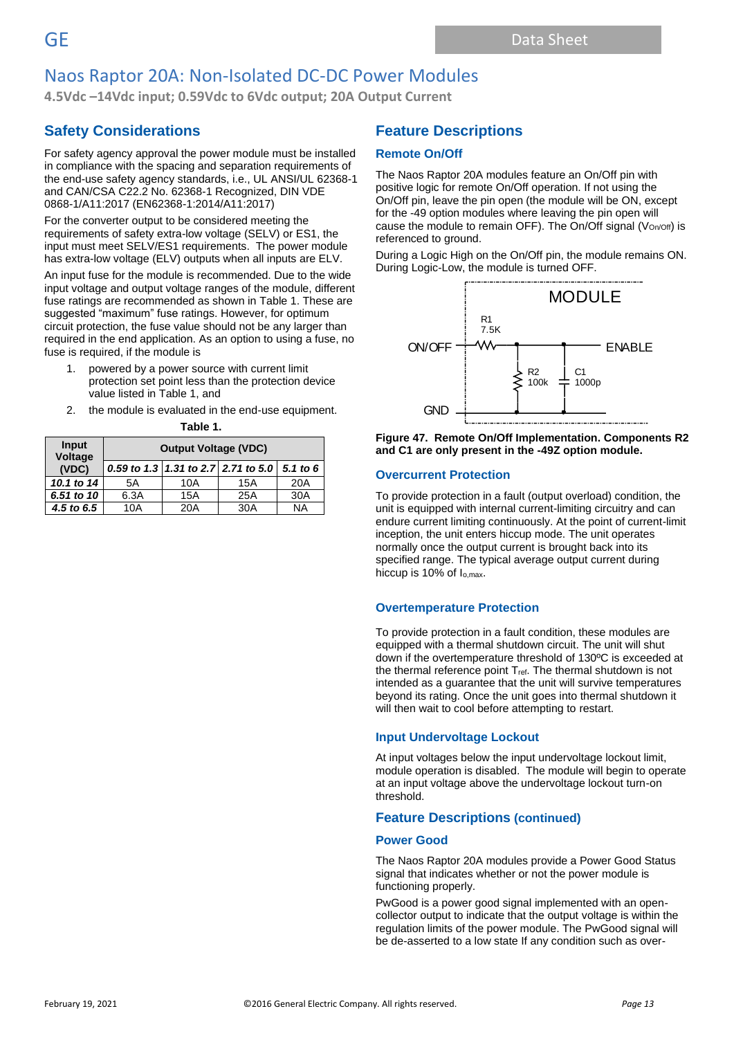# Naos Raptor 20A: Non-Isolated DC-DC Power Modules

**4.5Vdc –14Vdc input; 0.59Vdc to 6Vdc output; 20A Output Current**

## Safety Considerations

For safety agency approval the power module must be installed in compliance with the spacing and separation requirements of the end-use safety agency standards, i.e., UL ANSI/UL 62368-1 and CAN/CSA C22.2 No. 62368-1 Recognized, DIN VDE 0868-1/A11:2017 (EN62368-1:2014/A11:2017)

For the converter output to be considered meeting the requirements of safety extra-low voltage (SELV) or ES1, the input must meet SELV/ES1 requirements. The power module has extra-low voltage (ELV) outputs when all inputs are ELV.

An input fuse for the module is recommended. Due to the wide input voltage and output voltage ranges of the module, different fuse ratings are recommended as shown in Table 1. These are suggested "maximum" fuse ratings. However, for optimum circuit protection, the fuse value should not be any larger than required in the end application. As an option to using a fuse, no fuse is required, if the module is

1. powered by a power source with current limit protection set point less than the protection device value listed in Table 1, and
2. the module is evaluated in the end-use equipment.

**Table 1.**

| Input Voltage (VDC) | Output Voltage (VDC) | | | |
|---|---|---|---|---|
| | *0.59 to 1.3* | *1.31 to 2.7* | *2.71 to 5.0* | *5.1 to 6* |
| ***10.1 to 14*** | 5A | 10A | 15A | 20A |
| ***6.51 to 10*** | 6.3A | 15A | 25A | 30A |
| ***4.5 to 6.5*** | 10A | 20A | 30A | NA |

## Feature Descriptions

### Remote On/Off

The Naos Raptor 20A modules feature an On/Off pin with positive logic for remote On/Off operation. If not using the On/Off pin, leave the pin open (the module will be ON, except for the -49 option modules where leaving the pin open will cause the module to remain OFF). The On/Off signal ($V_{On/Off}$) is referenced to ground.

During a Logic High on the On/Off pin, the module remains ON. During Logic-Low, the module is turned OFF.

MODULE
ON/OFF
R1
7.5K
ENABLE
R2
100k
C1
1000p
GND

**Figure 47. Remote On/Off Implementation. Components R2 and C1 are only present in the -49Z option module.**

### Overcurrent Protection

To provide protection in a fault (output overload) condition, the unit is equipped with internal current-limiting circuitry and can endure current limiting continuously. At the point of current-limit inception, the unit enters hiccup mode. The unit operates normally once the output current is brought back into its specified range. The typical average output current during hiccup is 10% of $I_{o,max}$.

### Overtemperature Protection

To provide protection in a fault condition, these modules are equipped with a thermal shutdown circuit. The unit will shut down if the overtemperature threshold of 130ºC is exceeded at the thermal reference point $T_{ref}$. The thermal shutdown is not intended as a guarantee that the unit will survive temperatures beyond its rating. Once the unit goes into thermal shutdown it will then wait to cool before attempting to restart.

### Input Undervoltage Lockout

At input voltages below the input undervoltage lockout limit, module operation is disabled. The module will begin to operate at an input voltage above the undervoltage lockout turn-on threshold.

## Feature Descriptions (continued)

### Power Good

The Naos Raptor 20A modules provide a Power Good Status signal that indicates whether or not the power module is functioning properly.

PwGood is a power good signal implemented with an open-collector output to indicate that the output voltage is within the regulation limits of the power module. The PwGood signal will be de-asserted to a low state If any condition such as over-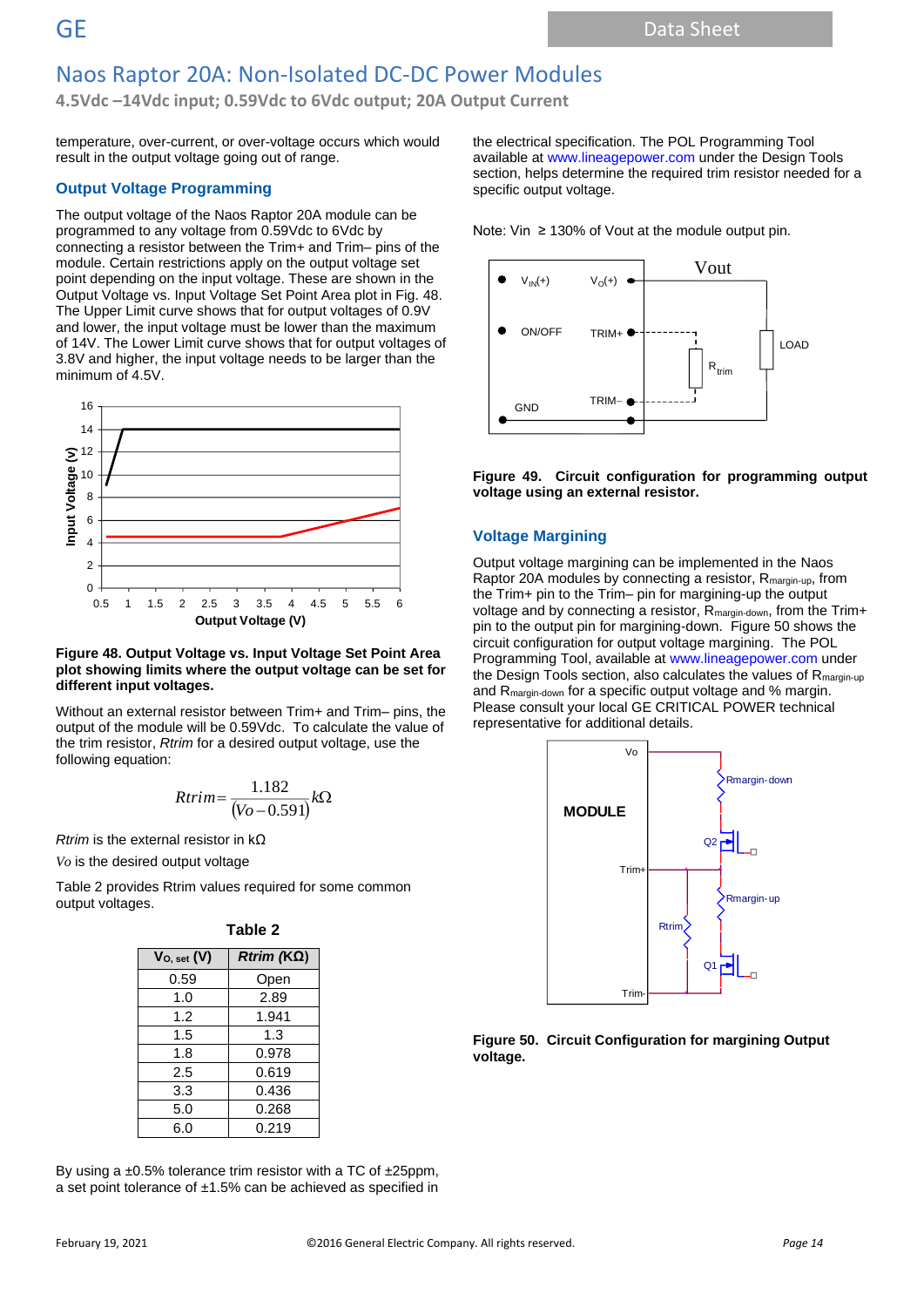temperature, over-current, or over-voltage occurs which would result in the output voltage going out of range.

### Output Voltage Programming

The output voltage of the Naos Raptor 20A module can be programmed to any voltage from 0.59Vdc to 6Vdc by connecting a resistor between the Trim+ and Trim– pins of the module. Certain restrictions apply on the output voltage set point depending on the input voltage. These are shown in the Output Voltage vs. Input Voltage Set Point Area plot in Fig. 48. The Upper Limit curve shows that for output voltages of 0.9V and lower, the input voltage must be lower than the maximum of 14V. The Lower Limit curve shows that for output voltages of 3.8V and higher, the input voltage needs to be larger than the minimum of 4.5V.

**Figure 48. Output Voltage vs. Input Voltage Set Point Area plot showing limits where the output voltage can be set for different input voltages.**

Without an external resistor between Trim+ and Trim– pins, the output of the module will be 0.59Vdc. To calculate the value of the trim resistor, *Rtrim* for a desired output voltage, use the following equation:

$$Rtrim = \frac{1.182}{(Vo - 0.591)} k\Omega$$

*Rtrim* is the external resistor in kΩ

*Vo* is the desired output voltage

Table 2 provides Rtrim values required for some common output voltages.

**Table 2**

| $V_{O,\,set}$ (V) | *Rtrim* (KΩ) |
|---|---|
| 0.59 | Open |
| 1.0 | 2.89 |
| 1.2 | 1.941 |
| 1.5 | 1.3 |
| 1.8 | 0.978 |
| 2.5 | 0.619 |
| 3.3 | 0.436 |
| 5.0 | 0.268 |
| 6.0 | 0.219 |

By using a ±0.5% tolerance trim resistor with a TC of ±25ppm, a set point tolerance of ±1.5% can be achieved as specified in the electrical specification. The POL Programming Tool available at www.lineagepower.com under the Design Tools section, helps determine the required trim resistor needed for a specific output voltage.

Note: Vin ≥ 130% of Vout at the module output pin.

**Figure 49. Circuit configuration for programming output voltage using an external resistor.**

### Voltage Margining

Output voltage margining can be implemented in the Naos Raptor 20A modules by connecting a resistor, $R_{margin\text{-}up}$, from the Trim+ pin to the Trim– pin for margining-up the output voltage and by connecting a resistor, $R_{margin\text{-}down}$, from the Trim+ pin to the output pin for margining-down. Figure 50 shows the circuit configuration for output voltage margining. The POL Programming Tool, available at www.lineagepower.com under the Design Tools section, also calculates the values of $R_{margin\text{-}up}$ and $R_{margin\text{-}down}$ for a specific output voltage and % margin. Please consult your local GE CRITICAL POWER technical representative for additional details.

**Figure 50. Circuit Configuration for margining Output voltage.**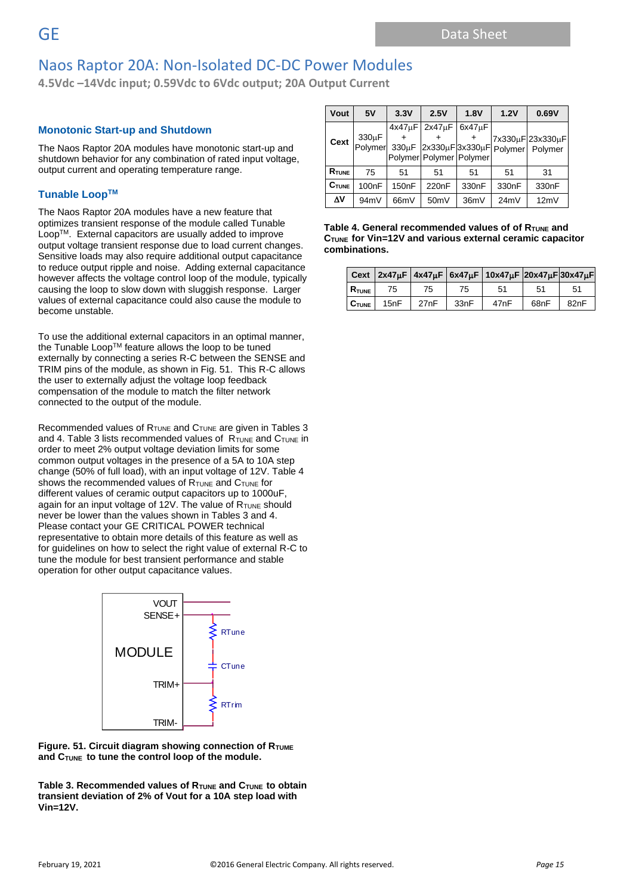# Naos Raptor 20A: Non-Isolated DC-DC Power Modules

**4.5Vdc –14Vdc input; 0.59Vdc to 6Vdc output; 20A Output Current**

### Monotonic Start-up and Shutdown

The Naos Raptor 20A modules have monotonic start-up and shutdown behavior for any combination of rated input voltage, output current and operating temperature range.

### Tunable Loop™

The Naos Raptor 20A modules have a new feature that optimizes transient response of the module called Tunable Loop™. External capacitors are usually added to improve output voltage transient response due to load current changes. Sensitive loads may also require additional output capacitance to reduce output ripple and noise. Adding external capacitance however affects the voltage control loop of the module, typically causing the loop to slow down with sluggish response. Larger values of external capacitance could also cause the module to become unstable.

To use the additional external capacitors in an optimal manner, the Tunable Loop™ feature allows the loop to be tuned externally by connecting a series R-C between the SENSE and TRIM pins of the module, as shown in Fig. 51. This R-C allows the user to externally adjust the voltage loop feedback compensation of the module to match the filter network connected to the output of the module.

Recommended values of $R_{TUNE}$ and $C_{TUNE}$ are given in Tables 3 and 4. Table 3 lists recommended values of $R_{TUNE}$ and $C_{TUNE}$ in order to meet 2% output voltage deviation limits for some common output voltages in the presence of a 5A to 10A step change (50% of full load), with an input voltage of 12V. Table 4 shows the recommended values of $R_{TUNE}$ and $C_{TUNE}$ for different values of ceramic output capacitors up to 1000uF, again for an input voltage of 12V. The value of $R_{TUNE}$ should never be lower than the values shown in Tables 3 and 4. Please contact your GE CRITICAL POWER technical representative to obtain more details of this feature as well as for guidelines on how to select the right value of external R-C to tune the module for best transient performance and stable operation for other output capacitance values.

VOUT
SENSE+
MODULE
TRIM+
TRIM-
RTune
CTune
RTrim

**Figure. 51. Circuit diagram showing connection of $R_{TUME}$ and $C_{TUNE}$ to tune the control loop of the module.**

**Table 3. Recommended values of $R_{TUNE}$ and $C_{TUNE}$ to obtain transient deviation of 2% of Vout for a 10A step load with Vin=12V.**

| Vout | 5V | 3.3V | 2.5V | 1.8V | 1.2V | 0.69V |
|---|---|---|---|---|---|---|
| Cext | 330μF Polymer | 4x47μF + 330μF Polymer | 2x47μF + 2x330μF Polymer | 6x47μF + 3x330μF Polymer | 7x330μF Polymer | 23x330μF Polymer |
| $R_{TUNE}$ | 75 | 51 | 51 | 51 | 51 | 31 |
| $C_{TUNE}$ | 100nF | 150nF | 220nF | 330nF | 330nF | 330nF |
| ΔV | 94mV | 66mV | 50mV | 36mV | 24mV | 12mV |

**Table 4. General recommended values of of $R_{TUNE}$ and $C_{TUNE}$ for Vin=12V and various external ceramic capacitor combinations.**

| Cext | 2x47μF | 4x47μF | 6x47μF | 10x47μF | 20x47μF | 30x47μF |
|---|---|---|---|---|---|---|
| $R_{TUNE}$ | 75 | 75 | 75 | 51 | 51 | 51 |
| $C_{TUNE}$ | 15nF | 27nF | 33nF | 47nF | 68nF | 82nF |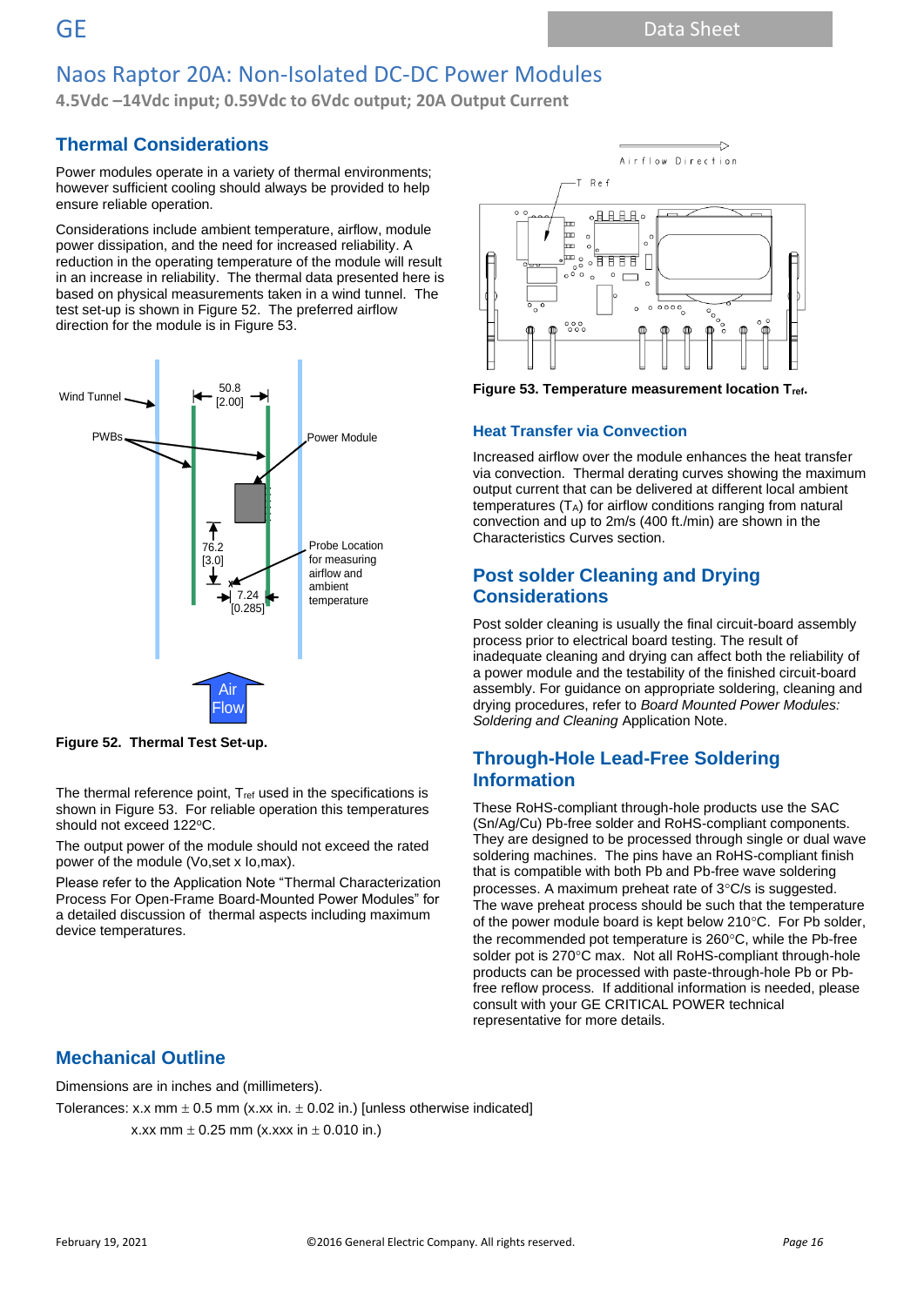# Naos Raptor 20A: Non-Isolated DC-DC Power Modules

**4.5Vdc –14Vdc input; 0.59Vdc to 6Vdc output; 20A Output Current**

## Thermal Considerations

Power modules operate in a variety of thermal environments; however sufficient cooling should always be provided to help ensure reliable operation.

Considerations include ambient temperature, airflow, module power dissipation, and the need for increased reliability. A reduction in the operating temperature of the module will result in an increase in reliability. The thermal data presented here is based on physical measurements taken in a wind tunnel. The test set-up is shown in Figure 52. The preferred airflow direction for the module is in Figure 53.

Wind Tunnel

PWBs

50.8
[2.00]

Power Module

76.2
[3.0]

7.24
[0.285]

Probe Location for measuring airflow and ambient temperature

Air Flow

**Figure 52. Thermal Test Set-up.**

The thermal reference point, $T_{ref}$ used in the specifications is shown in Figure 53. For reliable operation this temperatures should not exceed 122ºC.

The output power of the module should not exceed the rated power of the module (Vo,set x Io,max).

Please refer to the Application Note "Thermal Characterization Process For Open-Frame Board-Mounted Power Modules" for a detailed discussion of thermal aspects including maximum device temperatures.

Airflow Direction

T Ref

**Figure 53. Temperature measurement location $T_{ref}$.**

### Heat Transfer via Convection

Increased airflow over the module enhances the heat transfer via convection. Thermal derating curves showing the maximum output current that can be delivered at different local ambient temperatures ($T_A$) for airflow conditions ranging from natural convection and up to 2m/s (400 ft./min) are shown in the Characteristics Curves section.

## Post solder Cleaning and Drying Considerations

Post solder cleaning is usually the final circuit-board assembly process prior to electrical board testing. The result of inadequate cleaning and drying can affect both the reliability of a power module and the testability of the finished circuit-board assembly. For guidance on appropriate soldering, cleaning and drying procedures, refer to *Board Mounted Power Modules: Soldering and Cleaning* Application Note.

## Through-Hole Lead-Free Soldering Information

These RoHS-compliant through-hole products use the SAC (Sn/Ag/Cu) Pb-free solder and RoHS-compliant components. They are designed to be processed through single or dual wave soldering machines. The pins have an RoHS-compliant finish that is compatible with both Pb and Pb-free wave soldering processes. A maximum preheat rate of 3°C/s is suggested. The wave preheat process should be such that the temperature of the power module board is kept below 210°C. For Pb solder, the recommended pot temperature is 260°C, while the Pb-free solder pot is 270°C max. Not all RoHS-compliant through-hole products can be processed with paste-through-hole Pb or Pb-free reflow process. If additional information is needed, please consult with your GE CRITICAL POWER technical representative for more details.

## Mechanical Outline

Dimensions are in inches and (millimeters).

Tolerances: x.x mm ± 0.5 mm (x.xx in. ± 0.02 in.) [unless otherwise indicated]

x.xx mm ± 0.25 mm (x.xxx in ± 0.010 in.)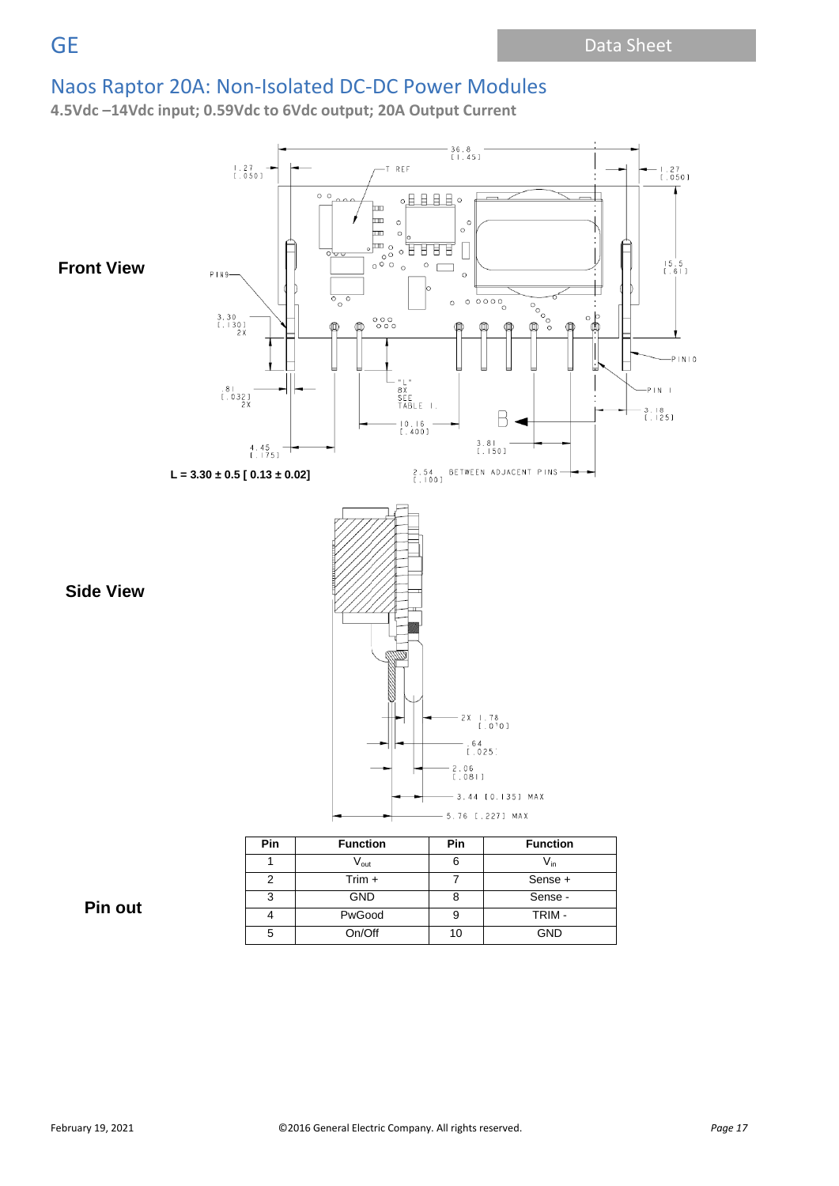# Naos Raptor 20A: Non-Isolated DC-DC Power Modules

**4.5Vdc –14Vdc input; 0.59Vdc to 6Vdc output; 20A Output Current**

**Front View**

36.8
[1.45]

1.27
[.050]

T REF

1.27
[.050]

15.5
[.61]

PIN9

3.30
[.130]
2X

PIN10

PIN 1

.81
[.032]
2X

"L"
8X
SEE
TABLE 1.

3.18
[.125]

10.16
[.400]

B

3.81
[.150]

4.45
[.175]

**L = 3.30 ± 0.5 [ 0.13 ± 0.02]**

2.54
[.100]
BETWEEN ADJACENT PINS

**Side View**

2X 1.78
[.070]

.64
[.025]

2.06
[.081]

3.44 [0.135] MAX

5.76 [.227] MAX

**Pin out**

| Pin | Function | Pin | Function |
|---|---|---|---|
| 1 | $V_{out}$ | 6 | $V_{in}$ |
| 2 | Trim + | 7 | Sense + |
| 3 | GND | 8 | Sense - |
| 4 | PwGood | 9 | TRIM - |
| 5 | On/Off | 10 | GND |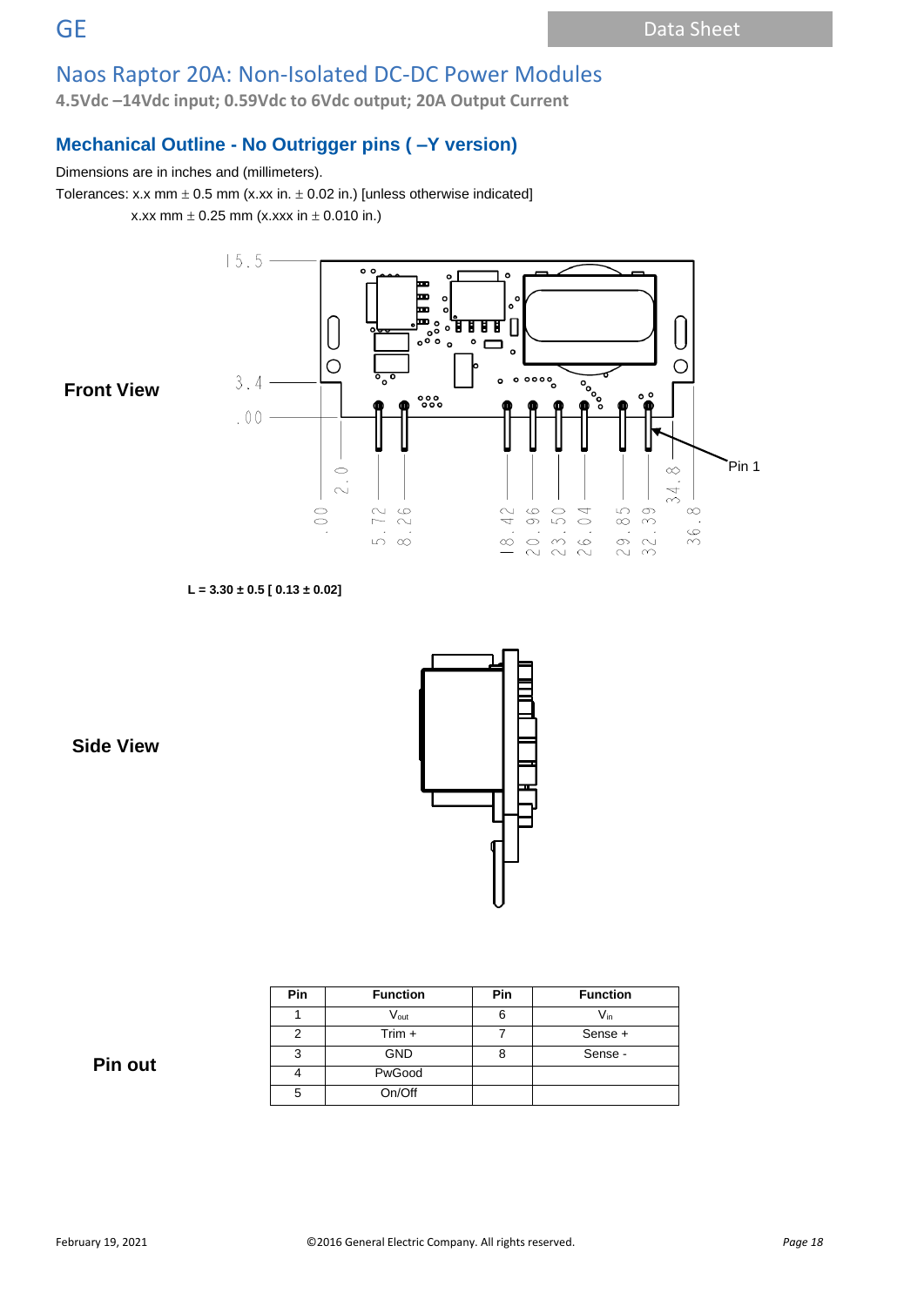## Naos Raptor 20A: Non-Isolated DC-DC Power Modules

**4.5Vdc –14Vdc input; 0.59Vdc to 6Vdc output; 20A Output Current**

### Mechanical Outline - No Outrigger pins ( –Y version)

Dimensions are in inches and (millimeters).

Tolerances: x.x mm ± 0.5 mm (x.xx in. ± 0.02 in.) [unless otherwise indicated]

x.xx mm ± 0.25 mm (x.xxx in ± 0.010 in.)

**Front View**

15.5

3.4

.00

2.0

34.8

Pin 1

.00

5.72

8.26

18.42

20.96

23.50

26.04

29.85

32.39

36.8

**L = 3.30 ± 0.5 [ 0.13 ± 0.02]**

**Side View**

**Pin out**

| Pin | Function | Pin | Function |
|---|---|---|---|
| 1 | $V_{out}$ | 6 | $V_{in}$ |
| 2 | Trim + | 7 | Sense + |
| 3 | GND | 8 | Sense - |
| 4 | PwGood | | |
| 5 | On/Off | | |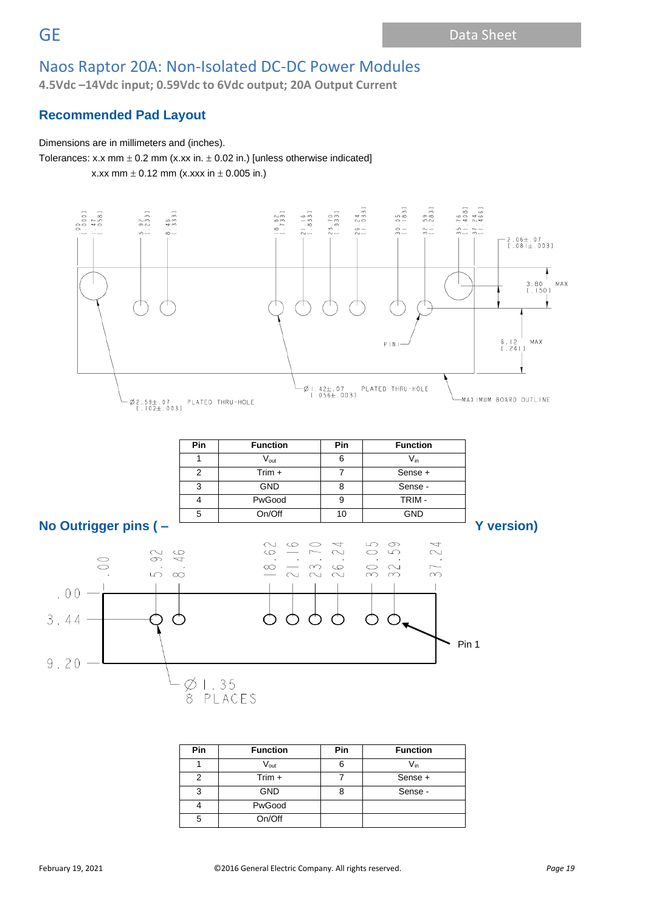# Naos Raptor 20A: Non-Isolated DC-DC Power Modules

**4.5Vdc –14Vdc input; 0.59Vdc to 6Vdc output; 20A Output Current**

## Recommended Pad Layout

Dimensions are in millimeters and (inches).

Tolerances: x.x mm ± 0.2 mm (x.xx in. ± 0.02 in.) [unless otherwise indicated]

x.xx mm ± 0.12 mm (x.xxx in ± 0.005 in.)

.00 [.000]
1.47 [.058]
5.92 [.233]
8.46 [.333]
18.62 [.733]
21.16 [.833]
23.70 [.933]
26.24 [1.033]
30.05 [1.183]
32.59 [1.283]
35.76 [1.408]
37.24 [1.466]
2.06±.07 [.081±.003]
3.80 MAX [.150]
6.12 MAX [.241]
PIN 1
Ø2.59±.07 [.102±.003] PLATED THRU-HOLE
Ø1.42±.07 [.056±.003] PLATED THRU-HOLE
MAXIMUM BOARD OUTLINE

| Pin | Function | Pin | Function |
|---|---|---|---|
| 1 | $V_{out}$ | 6 | $V_{in}$ |
| 2 | Trim + | 7 | Sense + |
| 3 | GND | 8 | Sense - |
| 4 | PwGood | 9 | TRIM - |
| 5 | On/Off | 10 | GND |

## No Outrigger pins ( – Y version)

.00
5.92
8.46
18.62
21.16
23.70
26.24
30.05
32.59
37.24
.00
3.44
9.20
Pin 1
Ø1.35
8 PLACES

| Pin | Function | Pin | Function |
|---|---|---|---|
| 1 | $V_{out}$ | 6 | $V_{in}$ |
| 2 | Trim + | 7 | Sense + |
| 3 | GND | 8 | Sense - |
| 4 | PwGood | | |
| 5 | On/Off | | |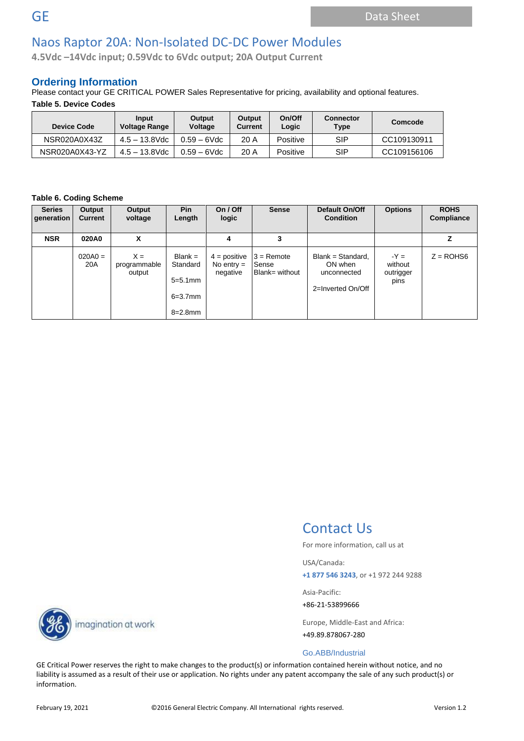# Naos Raptor 20A: Non-Isolated DC-DC Power Modules

**4.5Vdc –14Vdc input; 0.59Vdc to 6Vdc output; 20A Output Current**

## Ordering Information

Please contact your GE CRITICAL POWER Sales Representative for pricing, availability and optional features.

**Table 5. Device Codes**

| Device Code | Input Voltage Range | Output Voltage | Output Current | On/Off Logic | Connector Type | Comcode |
|---|---|---|---|---|---|---|
| NSR020A0X43Z | 4.5 – 13.8Vdc | 0.59 – 6Vdc | 20 A | Positive | SIP | CC109130911 |
| NSR020A0X43-YZ | 4.5 – 13.8Vdc | 0.59 – 6Vdc | 20 A | Positive | SIP | CC109156106 |

**Table 6. Coding Scheme**

| Series generation | Output Current | Output voltage | Pin Length | On / Off logic | Sense | Default On/Off Condition | Options | ROHS Compliance |
|---|---|---|---|---|---|---|---|---|
| NSR | 020A0 | X | | 4 | 3 | | | Z |
| | 020A0 = 20A | X = programmable output | Blank = Standard<br>5=5.1mm<br>6=3.7mm<br>8=2.8mm | 4 = positive<br>No entry = negative | 3 = Remote Sense<br>Blank= without | Blank = Standard, ON when unconnected<br>2=Inverted On/Off | -Y = without outrigger pins | Z = ROHS6 |

## Contact Us

For more information, call us at

USA/Canada:

**+1 877 546 3243**, or +1 972 244 9288

Asia-Pacific:

+86-21-53899666

Europe, Middle-East and Africa:

+49.89.878067-280

Go.ABB/Industrial

imagination at work

GE Critical Power reserves the right to make changes to the product(s) or information contained herein without notice, and no liability is assumed as a result of their use or application. No rights under any patent accompany the sale of any such product(s) or information.

February 19, 2021 ©2016 General Electric Company. All International rights reserved. Version 1.2